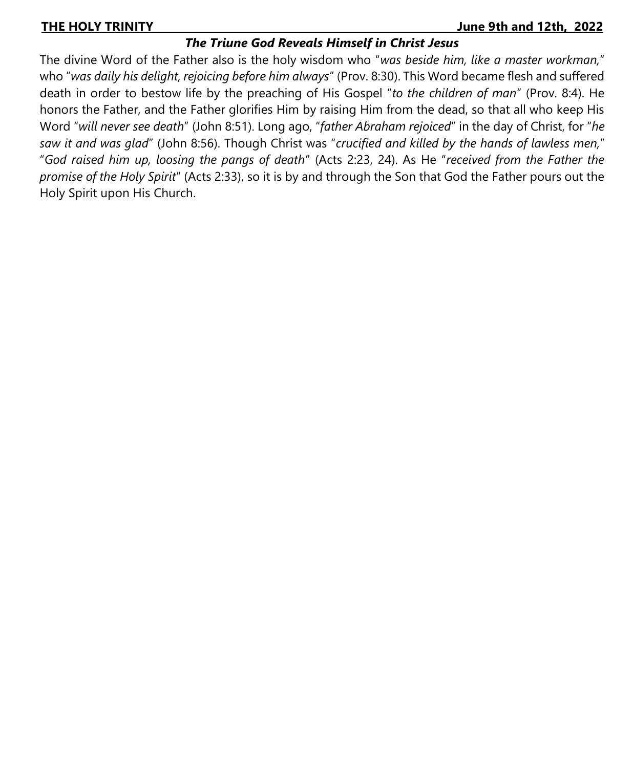**THE HOLY TRINITY** **June 9th and 12th, 2022**

### ***The Triune God Reveals Himself in Christ Jesus***

The divine Word of the Father also is the holy wisdom who "*was beside him, like a master workman,*" who "*was daily his delight, rejoicing before him always*" (Prov. 8:30). This Word became flesh and suffered death in order to bestow life by the preaching of His Gospel "*to the children of man*" (Prov. 8:4). He honors the Father, and the Father glorifies Him by raising Him from the dead, so that all who keep His Word "*will never see death*" (John 8:51). Long ago, "*father Abraham rejoiced*" in the day of Christ, for "*he saw it and was glad*" (John 8:56). Though Christ was "*crucified and killed by the hands of lawless men,*" "*God raised him up, loosing the pangs of death*" (Acts 2:23, 24). As He "*received from the Father the promise of the Holy Spirit*" (Acts 2:33), so it is by and through the Son that God the Father pours out the Holy Spirit upon His Church.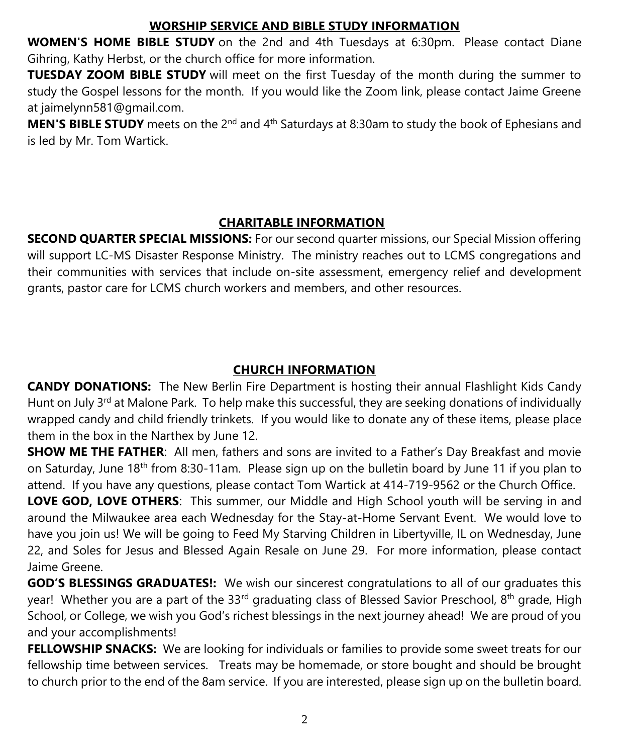## WORSHIP SERVICE AND BIBLE STUDY INFORMATION

**WOMEN'S HOME BIBLE STUDY** on the 2nd and 4th Tuesdays at 6:30pm. Please contact Diane Gihring, Kathy Herbst, or the church office for more information.

**TUESDAY ZOOM BIBLE STUDY** will meet on the first Tuesday of the month during the summer to study the Gospel lessons for the month. If you would like the Zoom link, please contact Jaime Greene at jaimelynn581@gmail.com.

**MEN'S BIBLE STUDY** meets on the 2nd and 4th Saturdays at 8:30am to study the book of Ephesians and is led by Mr. Tom Wartick.

## CHARITABLE INFORMATION

**SECOND QUARTER SPECIAL MISSIONS:** For our second quarter missions, our Special Mission offering will support LC-MS Disaster Response Ministry. The ministry reaches out to LCMS congregations and their communities with services that include on-site assessment, emergency relief and development grants, pastor care for LCMS church workers and members, and other resources.

## CHURCH INFORMATION

**CANDY DONATIONS:** The New Berlin Fire Department is hosting their annual Flashlight Kids Candy Hunt on July 3rd at Malone Park. To help make this successful, they are seeking donations of individually wrapped candy and child friendly trinkets. If you would like to donate any of these items, please place them in the box in the Narthex by June 12.

**SHOW ME THE FATHER**: All men, fathers and sons are invited to a Father's Day Breakfast and movie on Saturday, June 18th from 8:30-11am. Please sign up on the bulletin board by June 11 if you plan to attend. If you have any questions, please contact Tom Wartick at 414-719-9562 or the Church Office.

**LOVE GOD, LOVE OTHERS**: This summer, our Middle and High School youth will be serving in and around the Milwaukee area each Wednesday for the Stay-at-Home Servant Event. We would love to have you join us! We will be going to Feed My Starving Children in Libertyville, IL on Wednesday, June 22, and Soles for Jesus and Blessed Again Resale on June 29. For more information, please contact Jaime Greene.

**GOD'S BLESSINGS GRADUATES!:** We wish our sincerest congratulations to all of our graduates this year! Whether you are a part of the 33rd graduating class of Blessed Savior Preschool, 8th grade, High School, or College, we wish you God's richest blessings in the next journey ahead! We are proud of you and your accomplishments!

**FELLOWSHIP SNACKS:** We are looking for individuals or families to provide some sweet treats for our fellowship time between services. Treats may be homemade, or store bought and should be brought to church prior to the end of the 8am service. If you are interested, please sign up on the bulletin board.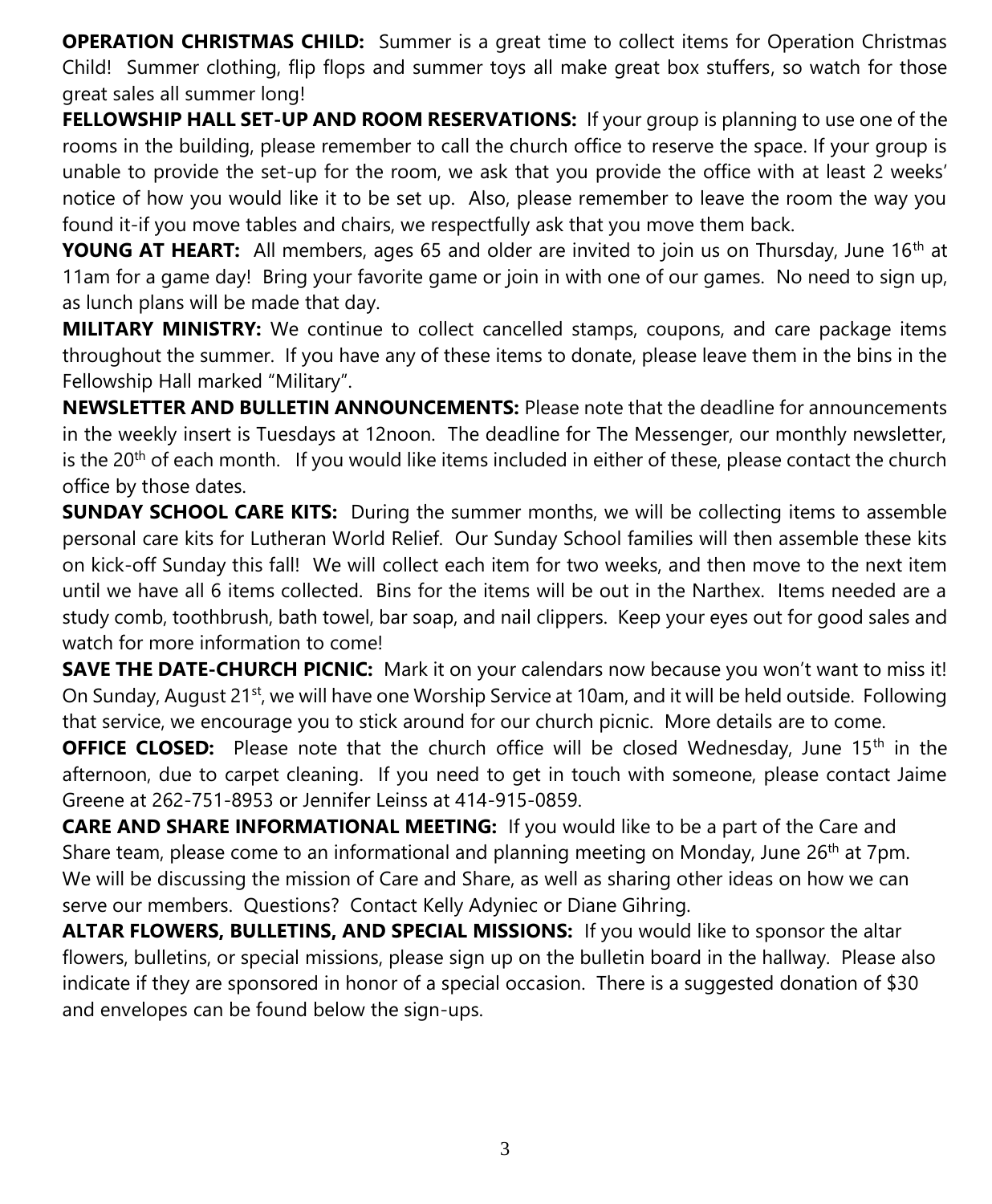**OPERATION CHRISTMAS CHILD:** Summer is a great time to collect items for Operation Christmas Child! Summer clothing, flip flops and summer toys all make great box stuffers, so watch for those great sales all summer long!

**FELLOWSHIP HALL SET-UP AND ROOM RESERVATIONS:** If your group is planning to use one of the rooms in the building, please remember to call the church office to reserve the space. If your group is unable to provide the set-up for the room, we ask that you provide the office with at least 2 weeks' notice of how you would like it to be set up. Also, please remember to leave the room the way you found it-if you move tables and chairs, we respectfully ask that you move them back.

**YOUNG AT HEART:** All members, ages 65 and older are invited to join us on Thursday, June 16th at 11am for a game day! Bring your favorite game or join in with one of our games. No need to sign up, as lunch plans will be made that day.

**MILITARY MINISTRY:** We continue to collect cancelled stamps, coupons, and care package items throughout the summer. If you have any of these items to donate, please leave them in the bins in the Fellowship Hall marked "Military".

**NEWSLETTER AND BULLETIN ANNOUNCEMENTS:** Please note that the deadline for announcements in the weekly insert is Tuesdays at 12noon. The deadline for The Messenger, our monthly newsletter, is the 20th of each month. If you would like items included in either of these, please contact the church office by those dates.

**SUNDAY SCHOOL CARE KITS:** During the summer months, we will be collecting items to assemble personal care kits for Lutheran World Relief. Our Sunday School families will then assemble these kits on kick-off Sunday this fall! We will collect each item for two weeks, and then move to the next item until we have all 6 items collected. Bins for the items will be out in the Narthex. Items needed are a study comb, toothbrush, bath towel, bar soap, and nail clippers. Keep your eyes out for good sales and watch for more information to come!

**SAVE THE DATE-CHURCH PICNIC:** Mark it on your calendars now because you won't want to miss it! On Sunday, August 21st, we will have one Worship Service at 10am, and it will be held outside. Following that service, we encourage you to stick around for our church picnic. More details are to come.

**OFFICE CLOSED:** Please note that the church office will be closed Wednesday, June 15th in the afternoon, due to carpet cleaning. If you need to get in touch with someone, please contact Jaime Greene at 262-751-8953 or Jennifer Leinss at 414-915-0859.

**CARE AND SHARE INFORMATIONAL MEETING:** If you would like to be a part of the Care and Share team, please come to an informational and planning meeting on Monday, June 26th at 7pm. We will be discussing the mission of Care and Share, as well as sharing other ideas on how we can serve our members. Questions? Contact Kelly Adyniec or Diane Gihring.

**ALTAR FLOWERS, BULLETINS, AND SPECIAL MISSIONS:** If you would like to sponsor the altar flowers, bulletins, or special missions, please sign up on the bulletin board in the hallway. Please also indicate if they are sponsored in honor of a special occasion. There is a suggested donation of $30 and envelopes can be found below the sign-ups.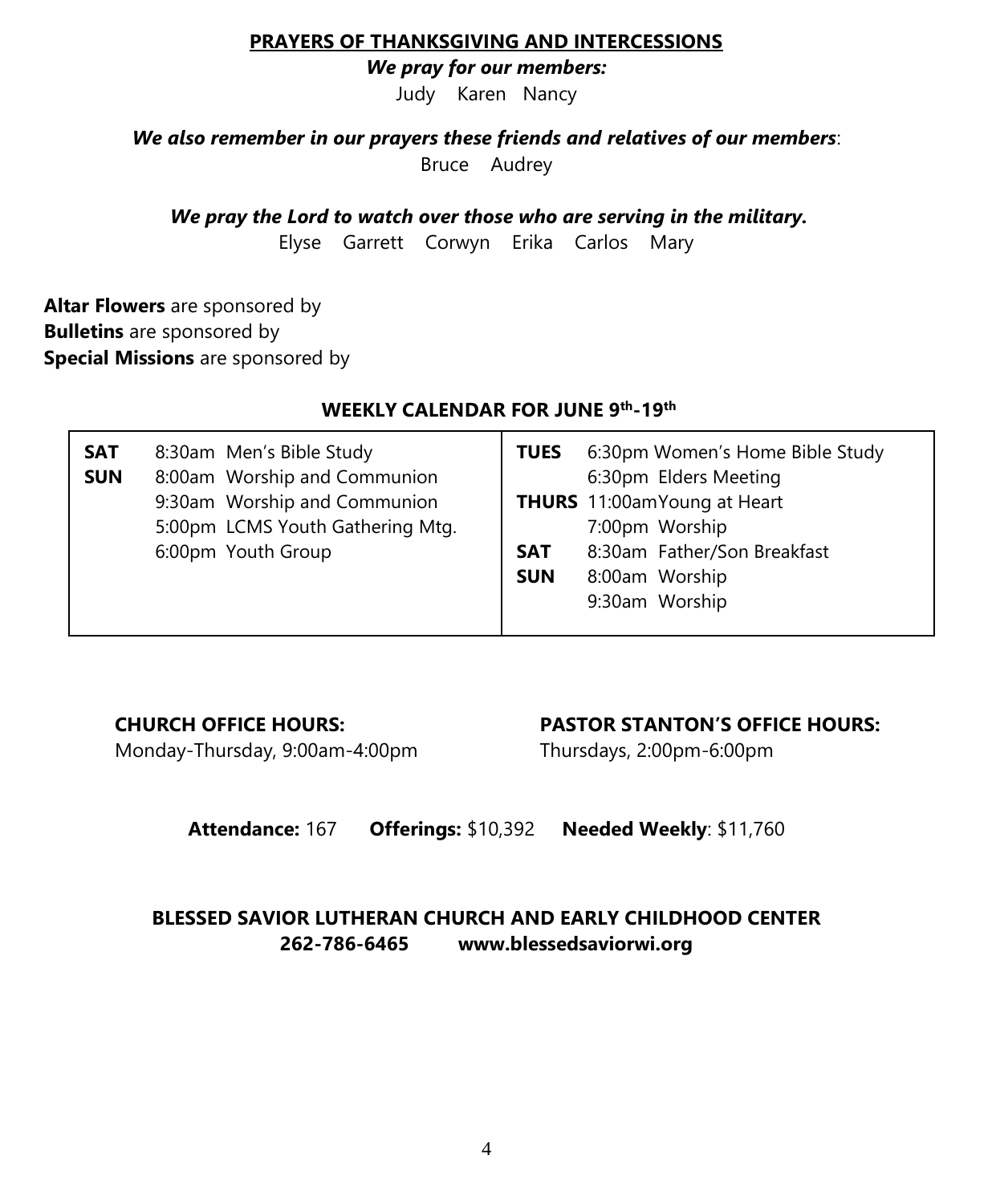## PRAYERS OF THANKSGIVING AND INTERCESSIONS

***We pray for our members:***

Judy Karen Nancy

***We also remember in our prayers these friends and relatives of our members***:

Bruce Audrey

***We pray the Lord to watch over those who are serving in the military.***

Elyse Garrett Corwyn Erika Carlos Mary

**Altar Flowers** are sponsored by
**Bulletins** are sponsored by
**Special Missions** are sponsored by

### WEEKLY CALENDAR FOR JUNE 9th-19th

| | | | |
|---|---|---|---|
| **SAT** | 8:30am Men's Bible Study | **TUES** | 6:30pm Women's Home Bible Study |
| **SUN** | 8:00am Worship and Communion | | 6:30pm Elders Meeting |
| | 9:30am Worship and Communion | **THURS** | 11:00am Young at Heart |
| | 5:00pm LCMS Youth Gathering Mtg. | | 7:00pm Worship |
| | 6:00pm Youth Group | **SAT** | 8:30am Father/Son Breakfast |
| | | **SUN** | 8:00am Worship |
| | | | 9:30am Worship |

**CHURCH OFFICE HOURS:**
Monday-Thursday, 9:00am-4:00pm

**PASTOR STANTON'S OFFICE HOURS:**
Thursdays, 2:00pm-6:00pm

**Attendance:** 167 **Offerings:** $10,392 **Needed Weekly**: $11,760

**BLESSED SAVIOR LUTHERAN CHURCH AND EARLY CHILDHOOD CENTER**
**262-786-6465 www.blessedsaviorwi.org**